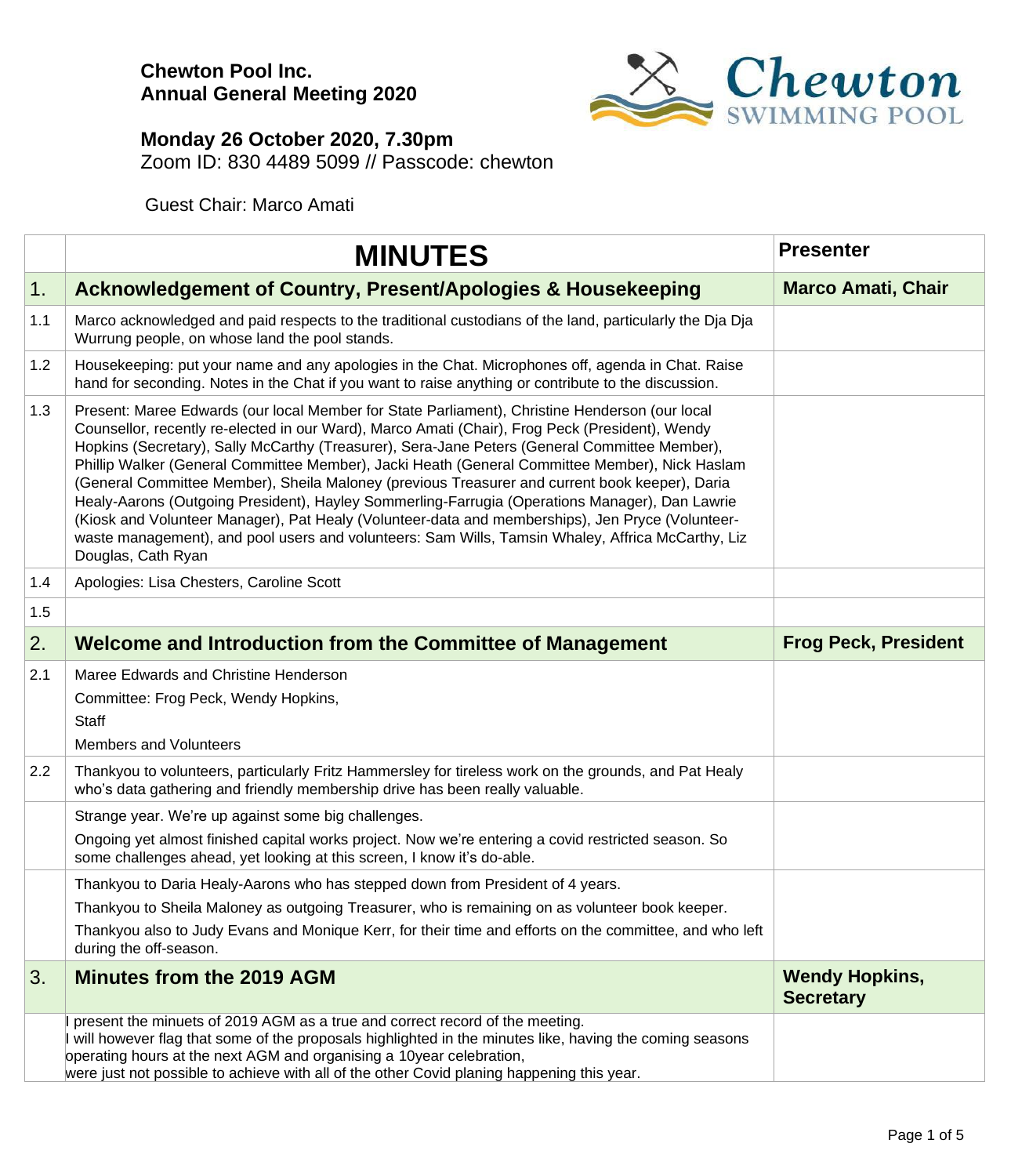**Chewton Pool Inc.**
**Annual General Meeting 2020**

**Monday 26 October 2020, 7.30pm**
Zoom ID: 830 4489 5099 // Passcode: chewton

Guest Chair: Marco Amati

| | **MINUTES** | **Presenter** |
|---|---|---|
| 1. | **Acknowledgement of Country, Present/Apologies & Housekeeping** | **Marco Amati, Chair** |
| 1.1 | Marco acknowledged and paid respects to the traditional custodians of the land, particularly the Dja Dja Wurrung people, on whose land the pool stands. | |
| 1.2 | Housekeeping: put your name and any apologies in the Chat. Microphones off, agenda in Chat. Raise hand for seconding. Notes in the Chat if you want to raise anything or contribute to the discussion. | |
| 1.3 | Present: Maree Edwards (our local Member for State Parliament), Christine Henderson (our local Counsellor, recently re-elected in our Ward), Marco Amati (Chair), Frog Peck (President), Wendy Hopkins (Secretary), Sally McCarthy (Treasurer), Sera-Jane Peters (General Committee Member), Phillip Walker (General Committee Member), Jacki Heath (General Committee Member), Nick Haslam (General Committee Member), Sheila Maloney (previous Treasurer and current book keeper), Daria Healy-Aarons (Outgoing President), Hayley Sommerling-Farrugia (Operations Manager), Dan Lawrie (Kiosk and Volunteer Manager), Pat Healy (Volunteer-data and memberships), Jen Pryce (Volunteer-waste management), and pool users and volunteers: Sam Wills, Tamsin Whaley, Affrica McCarthy, Liz Douglas, Cath Ryan | |
| 1.4 | Apologies: Lisa Chesters, Caroline Scott | |
| 1.5 | | |
| 2. | **Welcome and Introduction from the Committee of Management** | **Frog Peck, President** |
| 2.1 | Maree Edwards and Christine Henderson<br>Committee: Frog Peck, Wendy Hopkins,<br>Staff<br>Members and Volunteers | |
| 2.2 | Thankyou to volunteers, particularly Fritz Hammersley for tireless work on the grounds, and Pat Healy who's data gathering and friendly membership drive has been really valuable. | |
| | Strange year. We're up against some big challenges.<br>Ongoing yet almost finished capital works project. Now we're entering a covid restricted season. So some challenges ahead, yet looking at this screen, I know it's do-able. | |
| | Thankyou to Daria Healy-Aarons who has stepped down from President of 4 years.<br>Thankyou to Sheila Maloney as outgoing Treasurer, who is remaining on as volunteer book keeper.<br>Thankyou also to Judy Evans and Monique Kerr, for their time and efforts on the committee, and who left during the off-season. | |
| 3. | **Minutes from the 2019 AGM** | **Wendy Hopkins, Secretary** |
| | I present the minuets of 2019 AGM as a true and correct record of the meeting.<br>I will however flag that some of the proposals highlighted in the minutes like, having the coming seasons operating hours at the next AGM and organising a 10year celebration,<br>were just not possible to achieve with all of the other Covid planing happening this year. | |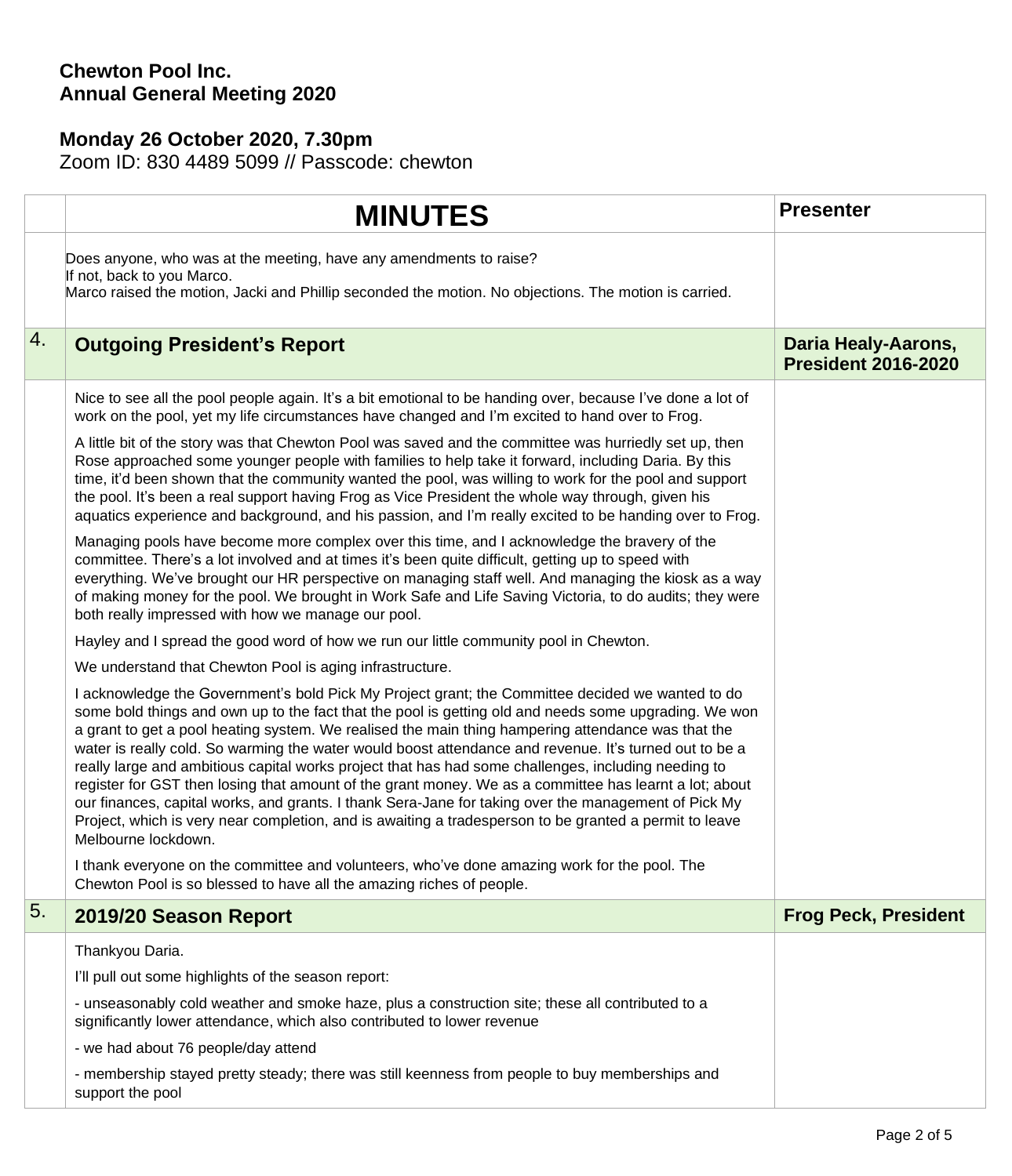**Chewton Pool Inc.**
**Annual General Meeting 2020**

**Monday 26 October 2020, 7.30pm**
Zoom ID: 830 4489 5099 // Passcode: chewton

| | MINUTES | Presenter |
|---|---|---|
| | Does anyone, who was at the meeting, have any amendments to raise?<br>If not, back to you Marco.<br>Marco raised the motion, Jacki and Phillip seconded the motion. No objections. The motion is carried. | |
| 4. | **Outgoing President's Report** | **Daria Healy-Aarons, President 2016-2020** |
| | Nice to see all the pool people again. It's a bit emotional to be handing over, because I've done a lot of work on the pool, yet my life circumstances have changed and I'm excited to hand over to Frog.<br><br>A little bit of the story was that Chewton Pool was saved and the committee was hurriedly set up, then Rose approached some younger people with families to help take it forward, including Daria. By this time, it'd been shown that the community wanted the pool, was willing to work for the pool and support the pool. It's been a real support having Frog as Vice President the whole way through, given his aquatics experience and background, and his passion, and I'm really excited to be handing over to Frog.<br><br>Managing pools have become more complex over this time, and I acknowledge the bravery of the committee. There's a lot involved and at times it's been quite difficult, getting up to speed with everything. We've brought our HR perspective on managing staff well. And managing the kiosk as a way of making money for the pool. We brought in Work Safe and Life Saving Victoria, to do audits; they were both really impressed with how we manage our pool.<br><br>Hayley and I spread the good word of how we run our little community pool in Chewton.<br><br>We understand that Chewton Pool is aging infrastructure.<br><br>I acknowledge the Government's bold Pick My Project grant; the Committee decided we wanted to do some bold things and own up to the fact that the pool is getting old and needs some upgrading. We won a grant to get a pool heating system. We realised the main thing hampering attendance was that the water is really cold. So warming the water would boost attendance and revenue. It's turned out to be a really large and ambitious capital works project that has had some challenges, including needing to register for GST then losing that amount of the grant money. We as a committee has learnt a lot; about our finances, capital works, and grants. I thank Sera-Jane for taking over the management of Pick My Project, which is very near completion, and is awaiting a tradesperson to be granted a permit to leave Melbourne lockdown.<br><br>I thank everyone on the committee and volunteers, who've done amazing work for the pool. The Chewton Pool is so blessed to have all the amazing riches of people. | |
| 5. | **2019/20 Season Report** | **Frog Peck, President** |
| | Thankyou Daria.<br><br>I'll pull out some highlights of the season report:<br><br>- unseasonably cold weather and smoke haze, plus a construction site; these all contributed to a significantly lower attendance, which also contributed to lower revenue<br><br>- we had about 76 people/day attend<br><br>- membership stayed pretty steady; there was still keenness from people to buy memberships and support the pool | |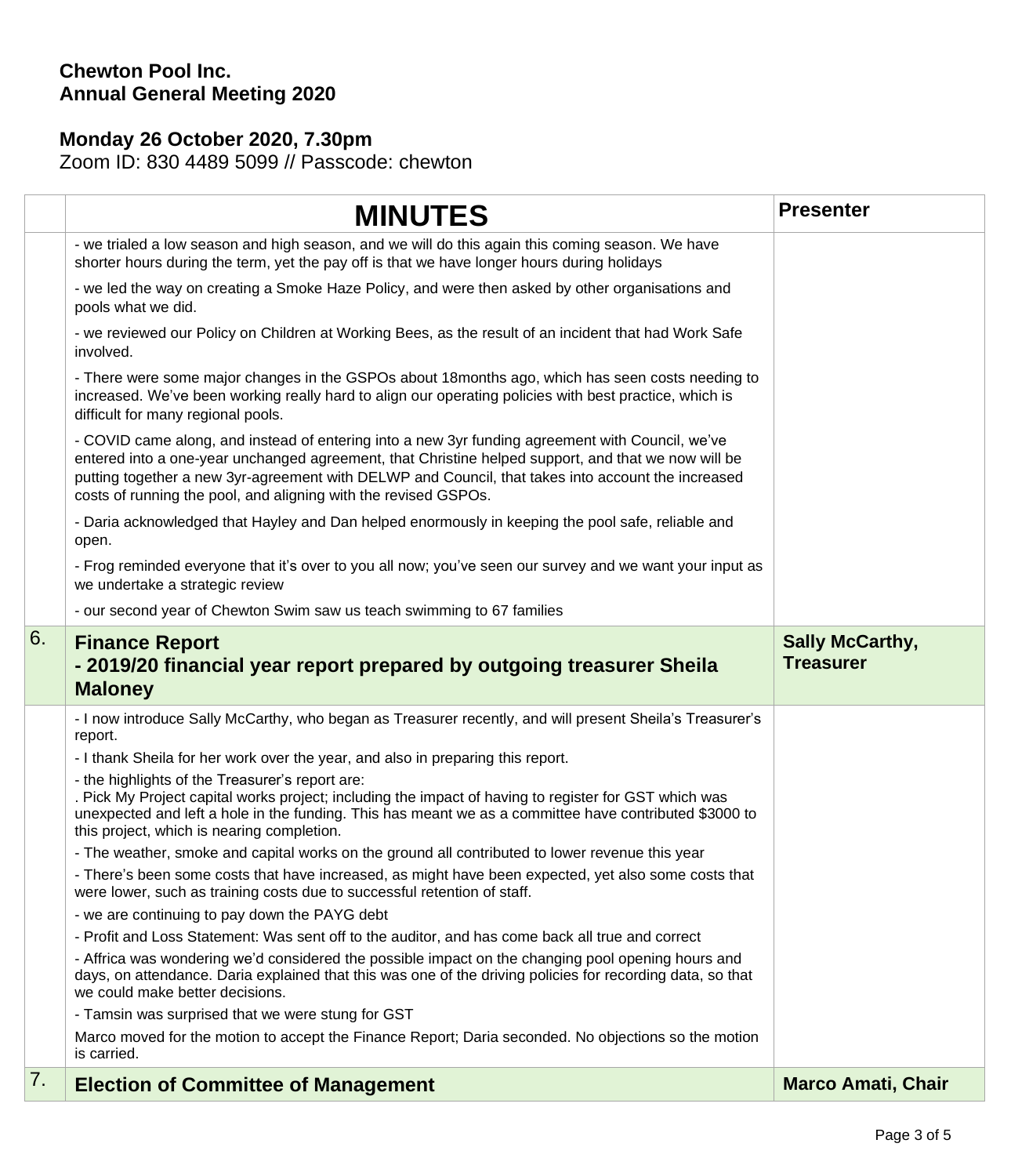**Chewton Pool Inc.**
**Annual General Meeting 2020**

**Monday 26 October 2020, 7.30pm**
Zoom ID: 830 4489 5099 // Passcode: chewton

| | MINUTES | Presenter |
|---|---|---|
| | - we trialed a low season and high season, and we will do this again this coming season. We have shorter hours during the term, yet the pay off is that we have longer hours during holidays<br>- we led the way on creating a Smoke Haze Policy, and were then asked by other organisations and pools what we did.<br>- we reviewed our Policy on Children at Working Bees, as the result of an incident that had Work Safe involved.<br>- There were some major changes in the GSPOs about 18months ago, which has seen costs needing to increased. We've been working really hard to align our operating policies with best practice, which is difficult for many regional pools.<br>- COVID came along, and instead of entering into a new 3yr funding agreement with Council, we've entered into a one-year unchanged agreement, that Christine helped support, and that we now will be putting together a new 3yr-agreement with DELWP and Council, that takes into account the increased costs of running the pool, and aligning with the revised GSPOs.<br>- Daria acknowledged that Hayley and Dan helped enormously in keeping the pool safe, reliable and open.<br>- Frog reminded everyone that it's over to you all now; you've seen our survey and we want your input as we undertake a strategic review<br>- our second year of Chewton Swim saw us teach swimming to 67 families | |
| 6. | **Finance Report**<br>**- 2019/20 financial year report prepared by outgoing treasurer Sheila Maloney** | **Sally McCarthy, Treasurer** |
| | - I now introduce Sally McCarthy, who began as Treasurer recently, and will present Sheila's Treasurer's report.<br>- I thank Sheila for her work over the year, and also in preparing this report.<br>- the highlights of the Treasurer's report are:<br>. Pick My Project capital works project; including the impact of having to register for GST which was unexpected and left a hole in the funding. This has meant we as a committee have contributed $3000 to this project, which is nearing completion.<br>- The weather, smoke and capital works on the ground all contributed to lower revenue this year<br>- There's been some costs that have increased, as might have been expected, yet also some costs that were lower, such as training costs due to successful retention of staff.<br>- we are continuing to pay down the PAYG debt<br>- Profit and Loss Statement: Was sent off to the auditor, and has come back all true and correct<br>- Affrica was wondering we'd considered the possible impact on the changing pool opening hours and days, on attendance. Daria explained that this was one of the driving policies for recording data, so that we could make better decisions.<br>- Tamsin was surprised that we were stung for GST<br>Marco moved for the motion to accept the Finance Report; Daria seconded. No objections so the motion is carried. | |
| 7. | **Election of Committee of Management** | **Marco Amati, Chair** |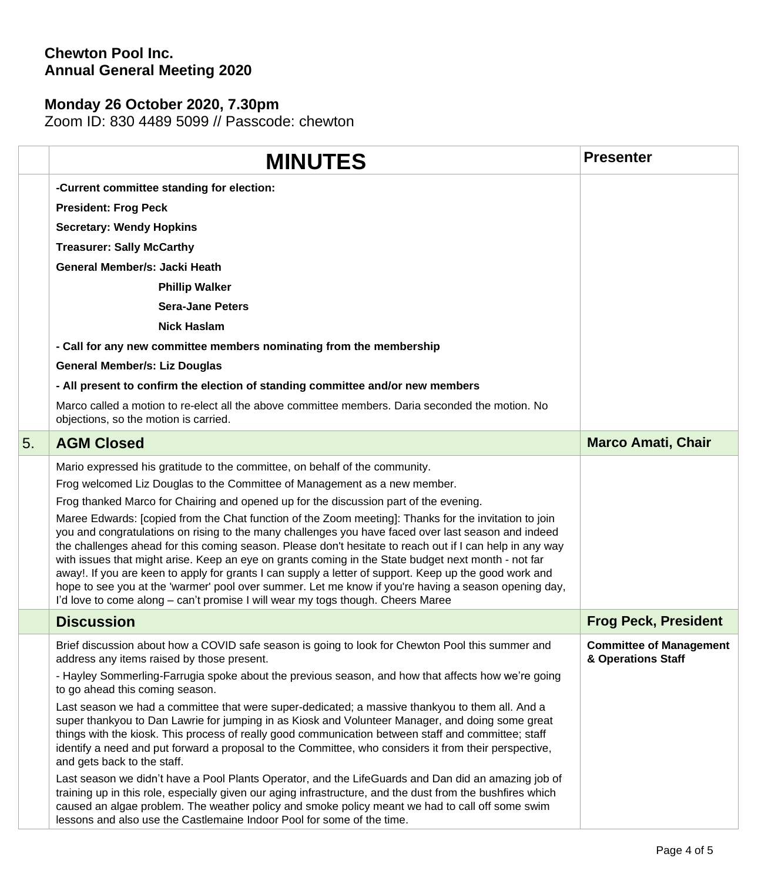**Chewton Pool Inc.**
**Annual General Meeting 2020**

**Monday 26 October 2020, 7.30pm**
Zoom ID: 830 4489 5099 // Passcode: chewton

| | MINUTES | Presenter |
|---|---|---|
| | **-Current committee standing for election:**<br>**President: Frog Peck**<br>**Secretary: Wendy Hopkins**<br>**Treasurer: Sally McCarthy**<br>**General Member/s: Jacki Heath**<br>**Phillip Walker**<br>**Sera-Jane Peters**<br>**Nick Haslam**<br>**- Call for any new committee members nominating from the membership**<br>**General Member/s: Liz Douglas**<br>**- All present to confirm the election of standing committee and/or new members**<br>Marco called a motion to re-elect all the above committee members. Daria seconded the motion. No objections, so the motion is carried. | |
| 5. | **AGM Closed** | **Marco Amati, Chair** |
| | Mario expressed his gratitude to the committee, on behalf of the community.<br>Frog welcomed Liz Douglas to the Committee of Management as a new member.<br>Frog thanked Marco for Chairing and opened up for the discussion part of the evening.<br>Maree Edwards: [copied from the Chat function of the Zoom meeting]: Thanks for the invitation to join you and congratulations on rising to the many challenges you have faced over last season and indeed the challenges ahead for this coming season. Please don't hesitate to reach out if I can help in any way with issues that might arise. Keep an eye on grants coming in the State budget next month - not far away!. If you are keen to apply for grants I can supply a letter of support. Keep up the good work and hope to see you at the 'warmer' pool over summer. Let me know if you're having a season opening day, I'd love to come along – can't promise I will wear my togs though. Cheers Maree | |
| | **Discussion** | **Frog Peck, President** |
| | Brief discussion about how a COVID safe season is going to look for Chewton Pool this summer and address any items raised by those present.<br>- Hayley Sommerling-Farrugia spoke about the previous season, and how that affects how we're going to go ahead this coming season.<br>Last season we had a committee that were super-dedicated; a massive thankyou to them all. And a super thankyou to Dan Lawrie for jumping in as Kiosk and Volunteer Manager, and doing some great things with the kiosk. This process of really good communication between staff and committee; staff identify a need and put forward a proposal to the Committee, who considers it from their perspective, and gets back to the staff.<br>Last season we didn't have a Pool Plants Operator, and the LifeGuards and Dan did an amazing job of training up in this role, especially given our aging infrastructure, and the dust from the bushfires which caused an algae problem. The weather policy and smoke policy meant we had to call off some swim lessons and also use the Castlemaine Indoor Pool for some of the time. | **Committee of Management & Operations Staff** |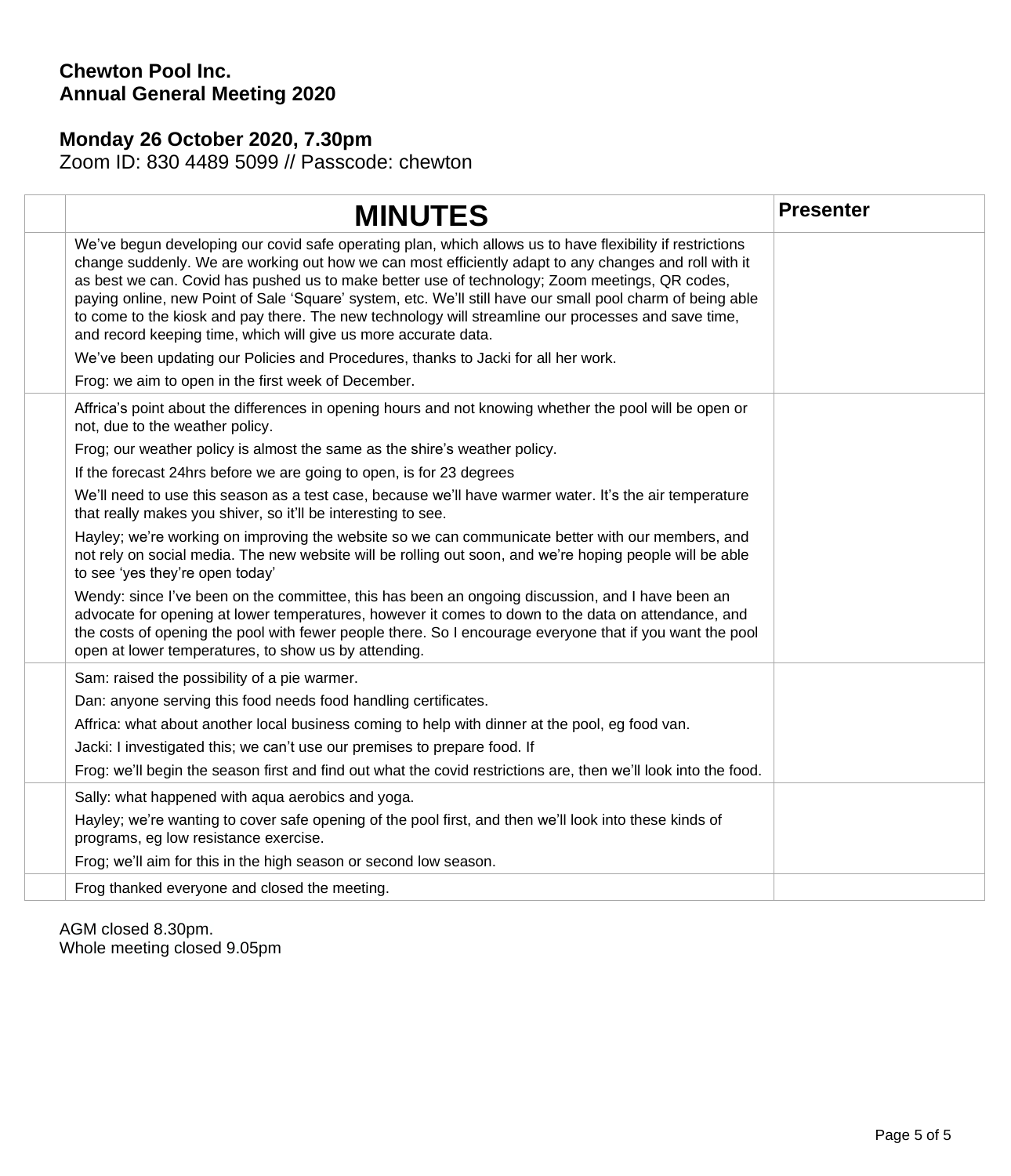**Chewton Pool Inc.**
**Annual General Meeting 2020**

**Monday 26 October 2020, 7.30pm**

Zoom ID: 830 4489 5099 // Passcode: chewton

| | MINUTES | Presenter |
|---|---|---|
| | We've begun developing our covid safe operating plan, which allows us to have flexibility if restrictions change suddenly. We are working out how we can most efficiently adapt to any changes and roll with it as best we can. Covid has pushed us to make better use of technology; Zoom meetings, QR codes, paying online, new Point of Sale 'Square' system, etc. We'll still have our small pool charm of being able to come to the kiosk and pay there. The new technology will streamline our processes and save time, and record keeping time, which will give us more accurate data.<br>We've been updating our Policies and Procedures, thanks to Jacki for all her work.<br>Frog: we aim to open in the first week of December. | |
| | Affrica's point about the differences in opening hours and not knowing whether the pool will be open or not, due to the weather policy.<br>Frog; our weather policy is almost the same as the shire's weather policy.<br>If the forecast 24hrs before we are going to open, is for 23 degrees<br>We'll need to use this season as a test case, because we'll have warmer water. It's the air temperature that really makes you shiver, so it'll be interesting to see.<br>Hayley; we're working on improving the website so we can communicate better with our members, and not rely on social media. The new website will be rolling out soon, and we're hoping people will be able to see 'yes they're open today'<br>Wendy: since I've been on the committee, this has been an ongoing discussion, and I have been an advocate for opening at lower temperatures, however it comes to down to the data on attendance, and the costs of opening the pool with fewer people there. So I encourage everyone that if you want the pool open at lower temperatures, to show us by attending. | |
| | Sam: raised the possibility of a pie warmer.<br>Dan: anyone serving this food needs food handling certificates.<br>Affrica: what about another local business coming to help with dinner at the pool, eg food van.<br>Jacki: I investigated this; we can't use our premises to prepare food. If<br>Frog: we'll begin the season first and find out what the covid restrictions are, then we'll look into the food. | |
| | Sally: what happened with aqua aerobics and yoga.<br>Hayley; we're wanting to cover safe opening of the pool first, and then we'll look into these kinds of programs, eg low resistance exercise.<br>Frog; we'll aim for this in the high season or second low season. | |
| | Frog thanked everyone and closed the meeting. | |

AGM closed 8.30pm.
Whole meeting closed 9.05pm